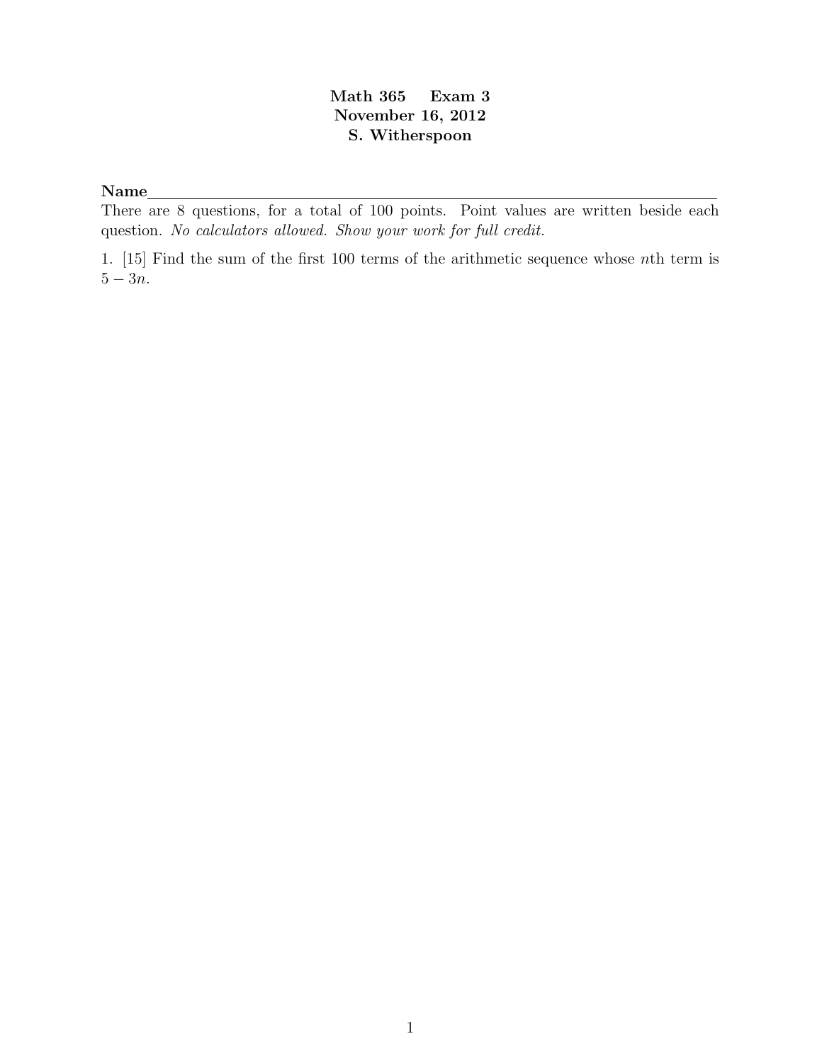# Math 365 Exam 3
## November 16, 2012
## S. Witherspoon

**Name**\_\_\_\_\_\_\_\_\_\_\_\_\_\_\_\_\_\_\_\_\_\_\_\_\_\_\_\_\_\_\_\_\_\_\_\_\_\_\_\_\_\_\_\_\_\_\_\_\_\_\_\_\_\_\_\_\_\_\_\_

There are 8 questions, for a total of 100 points. Point values are written beside each question. *No calculators allowed. Show your work for full credit.*

1. [15] Find the sum of the first 100 terms of the arithmetic sequence whose $n$th term is $5 - 3n$.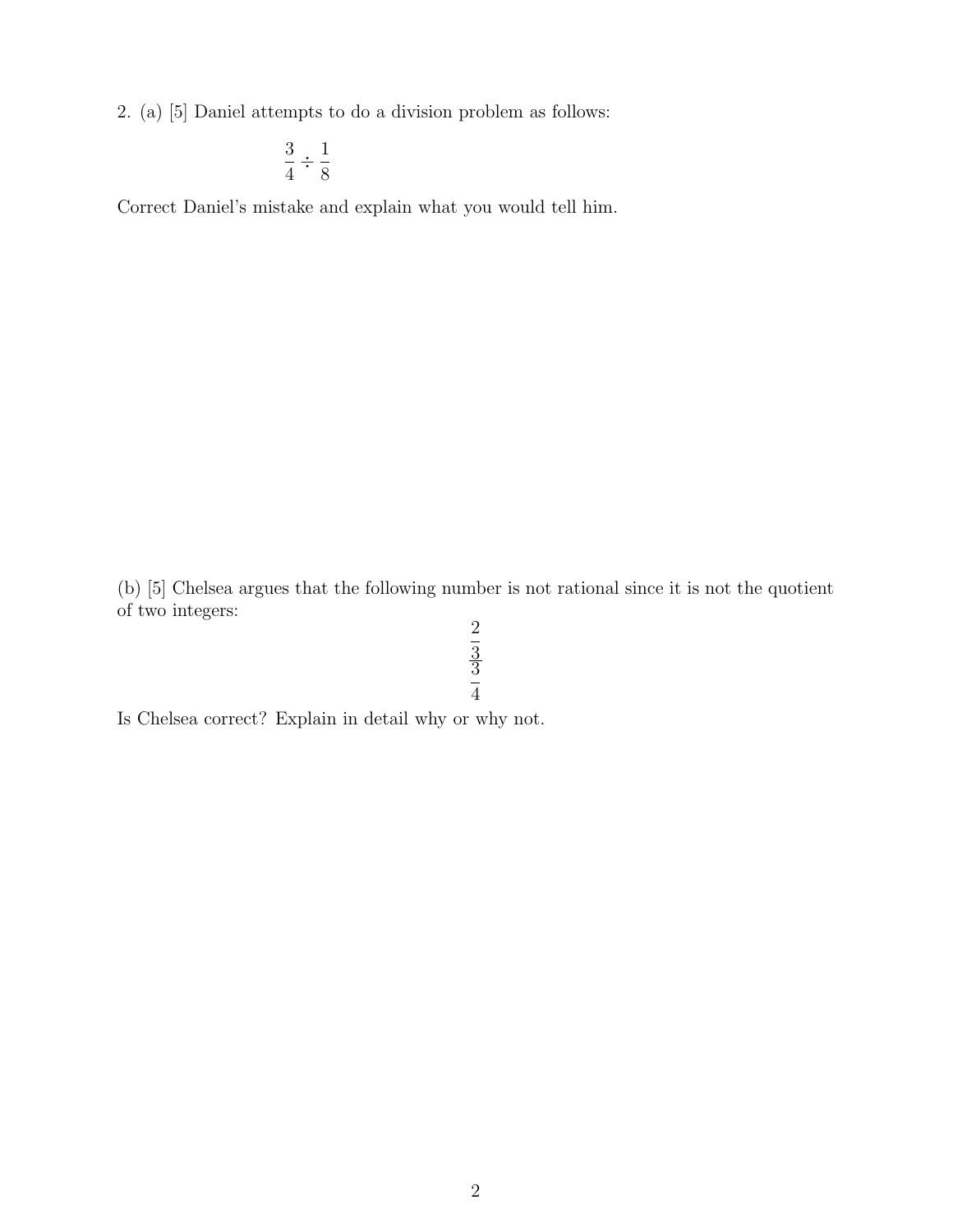2. (a) [5] Daniel attempts to do a division problem as follows:

$$\frac{3}{4} \div \frac{1}{8}$$

Correct Daniel's mistake and explain what you would tell him.

(b) [5] Chelsea argues that the following number is not rational since it is not the quotient of two integers:

$$\frac{\frac{2}{3}}{\frac{3}{4}}$$

Is Chelsea correct? Explain in detail why or why not.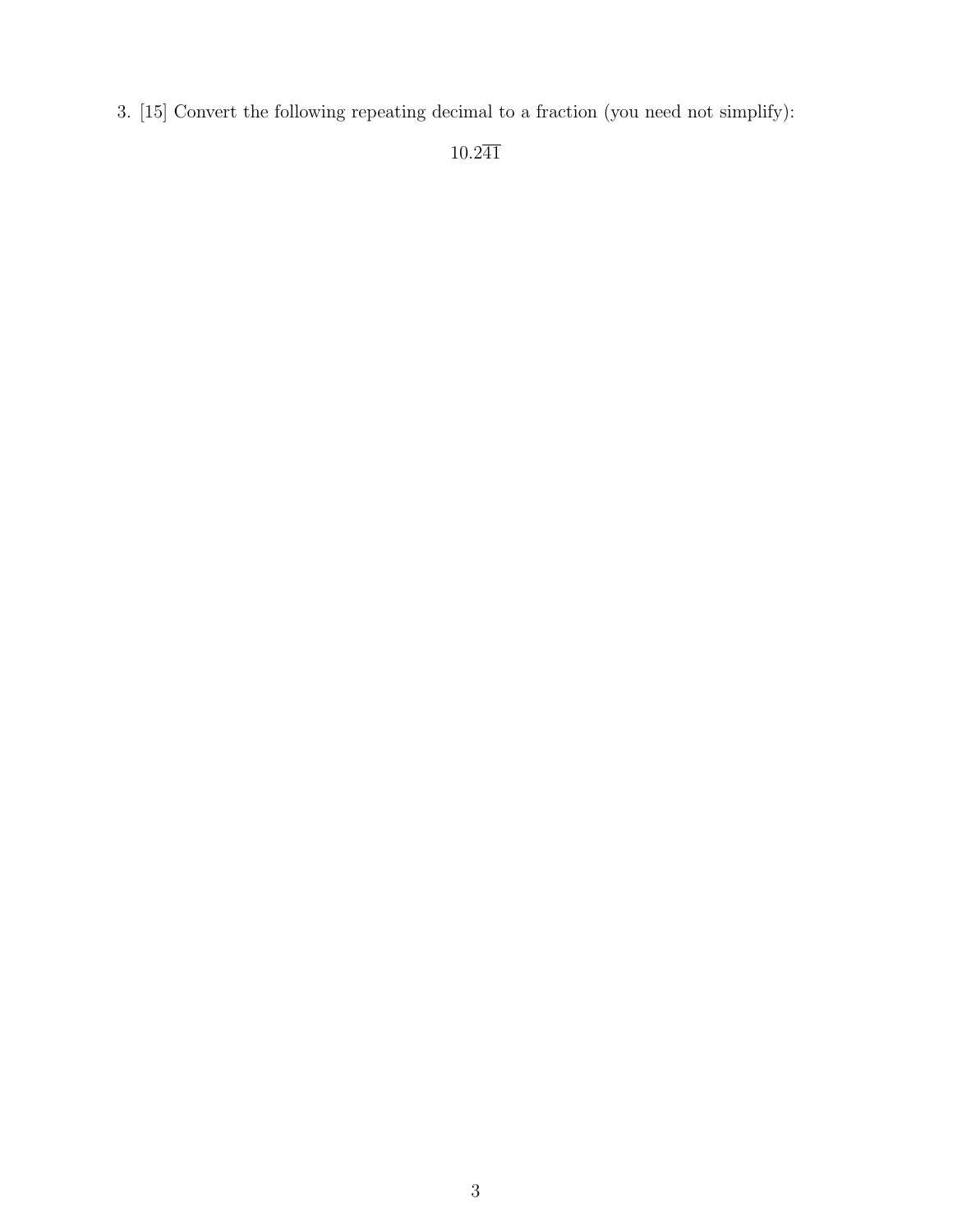3. [15] Convert the following repeating decimal to a fraction (you need not simplify):

$$10.2\overline{41}$$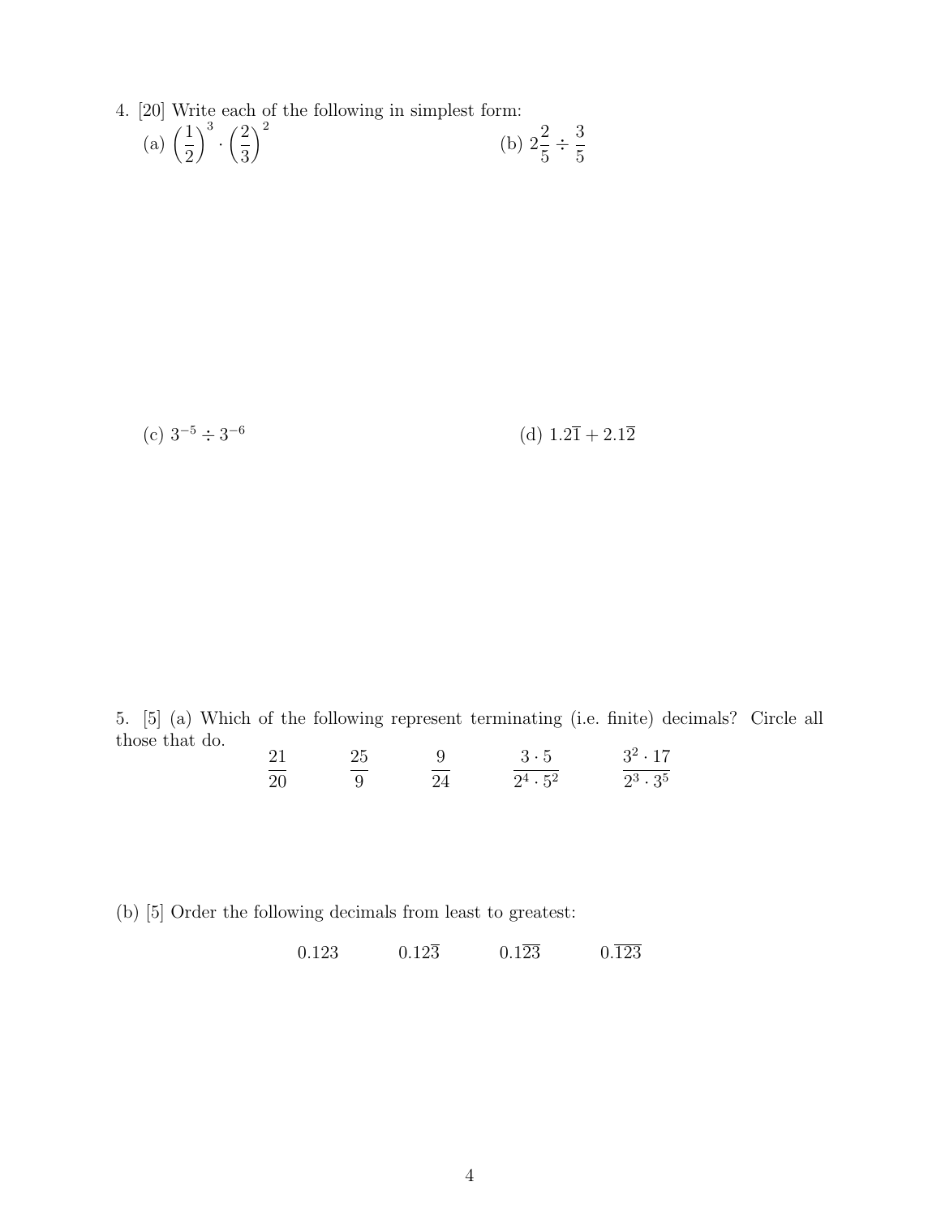4. [20] Write each of the following in simplest form:

(a) $\left(\frac{1}{2}\right)^3 \cdot \left(\frac{2}{3}\right)^2$

(b) $2\frac{2}{5} \div \frac{3}{5}$

(c) $3^{-5} \div 3^{-6}$

(d) $1.2\overline{1} + 2.1\overline{2}$

5. [5] (a) Which of the following represent terminating (i.e. finite) decimals? Circle all those that do.

$$\frac{21}{20} \qquad \frac{25}{9} \qquad \frac{9}{24} \qquad \frac{3 \cdot 5}{2^4 \cdot 5^2} \qquad \frac{3^2 \cdot 17}{2^3 \cdot 3^5}$$

(b) [5] Order the following decimals from least to greatest:

$$0.123 \qquad 0.12\overline{3} \qquad 0.1\overline{23} \qquad 0.\overline{123}$$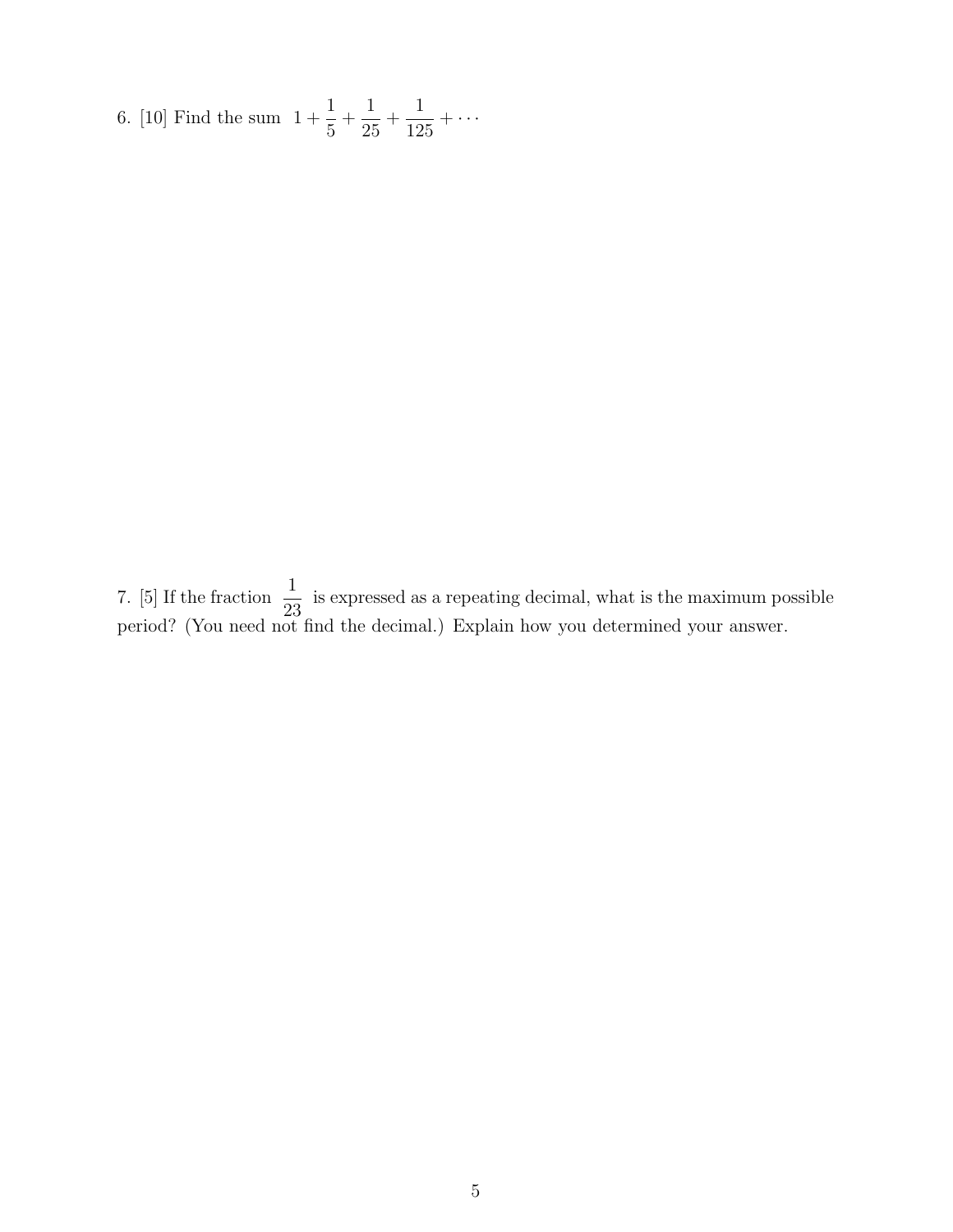6. [10] Find the sum $1 + \frac{1}{5} + \frac{1}{25} + \frac{1}{125} + \cdots$

7. [5] If the fraction $\frac{1}{23}$ is expressed as a repeating decimal, what is the maximum possible period? (You need not find the decimal.) Explain how you determined your answer.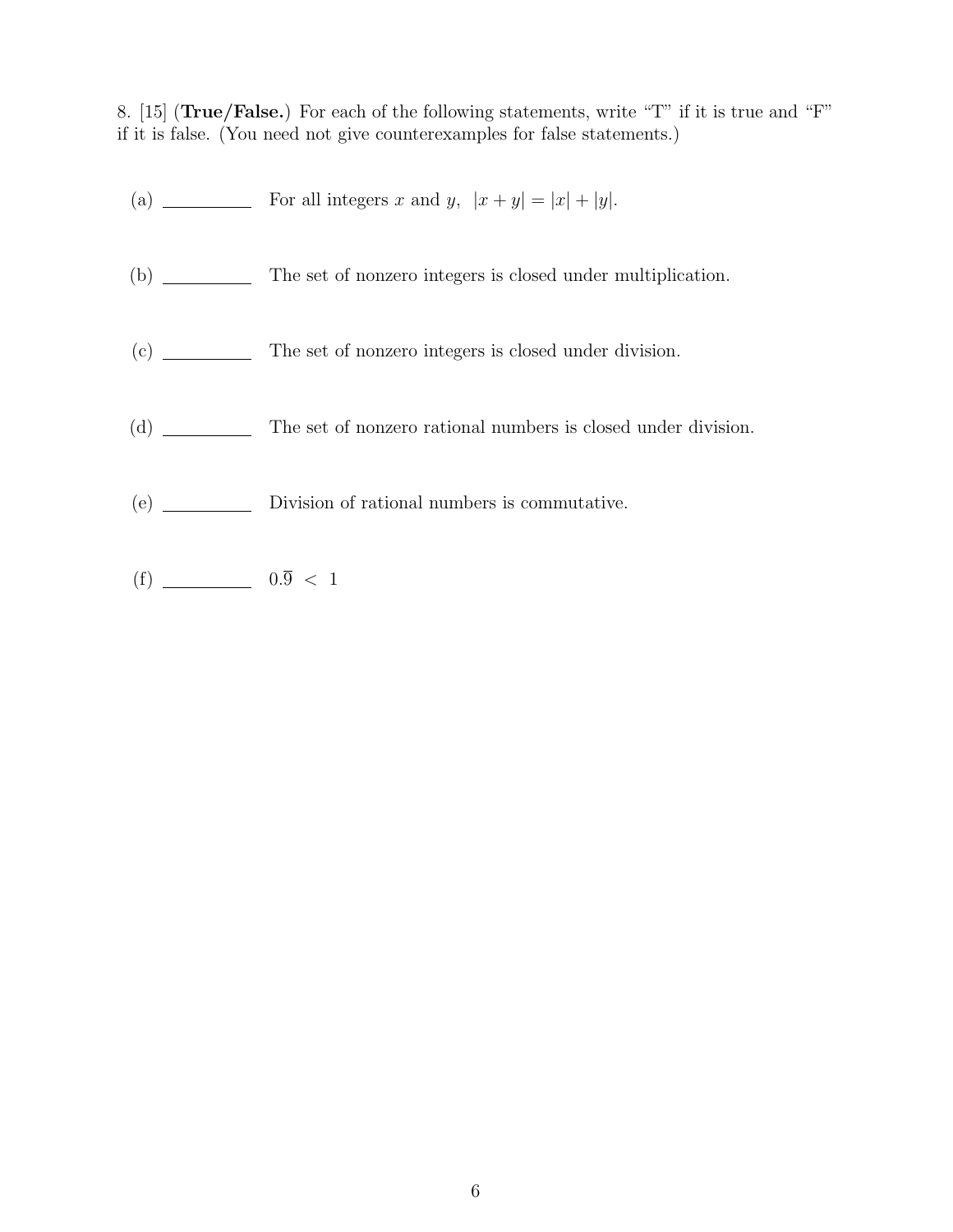8. [15] (**True/False.**) For each of the following statements, write "T" if it is true and "F" if it is false. (You need not give counterexamples for false statements.)

(a) \_\_\_\_\_\_\_\_\_\_ For all integers $x$ and $y$, $|x + y| = |x| + |y|$.

(b) \_\_\_\_\_\_\_\_\_\_ The set of nonzero integers is closed under multiplication.

(c) \_\_\_\_\_\_\_\_\_\_ The set of nonzero integers is closed under division.

(d) \_\_\_\_\_\_\_\_\_\_ The set of nonzero rational numbers is closed under division.

(e) \_\_\_\_\_\_\_\_\_\_ Division of rational numbers is commutative.

(f) \_\_\_\_\_\_\_\_\_\_ $0.\overline{9} < 1$